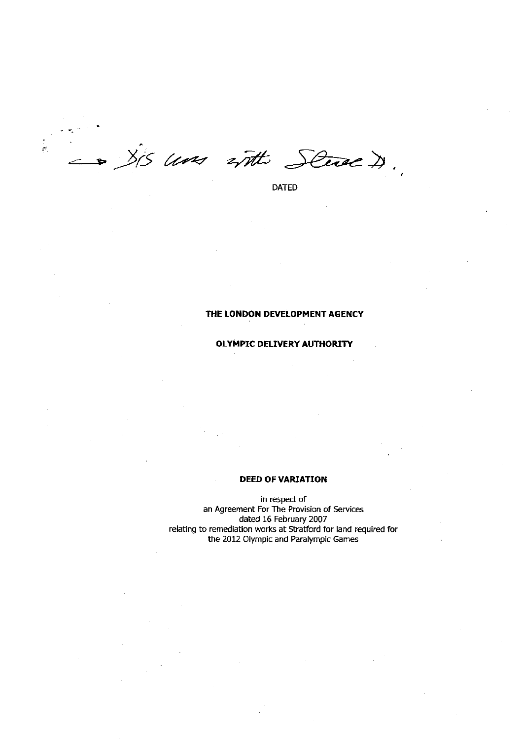→ X/S was with Steve D.

DATED

**THE LONDON DEVELOPMENT AGENCY**

**OLYMPIC DELIVERY AUTHORITY**

**DEED OF VARIATION**

in respect of
an Agreement For The Provision of Services
dated 16 February 2007
relating to remediation works at Stratford for land required for
the 2012 Olympic and Paralympic Games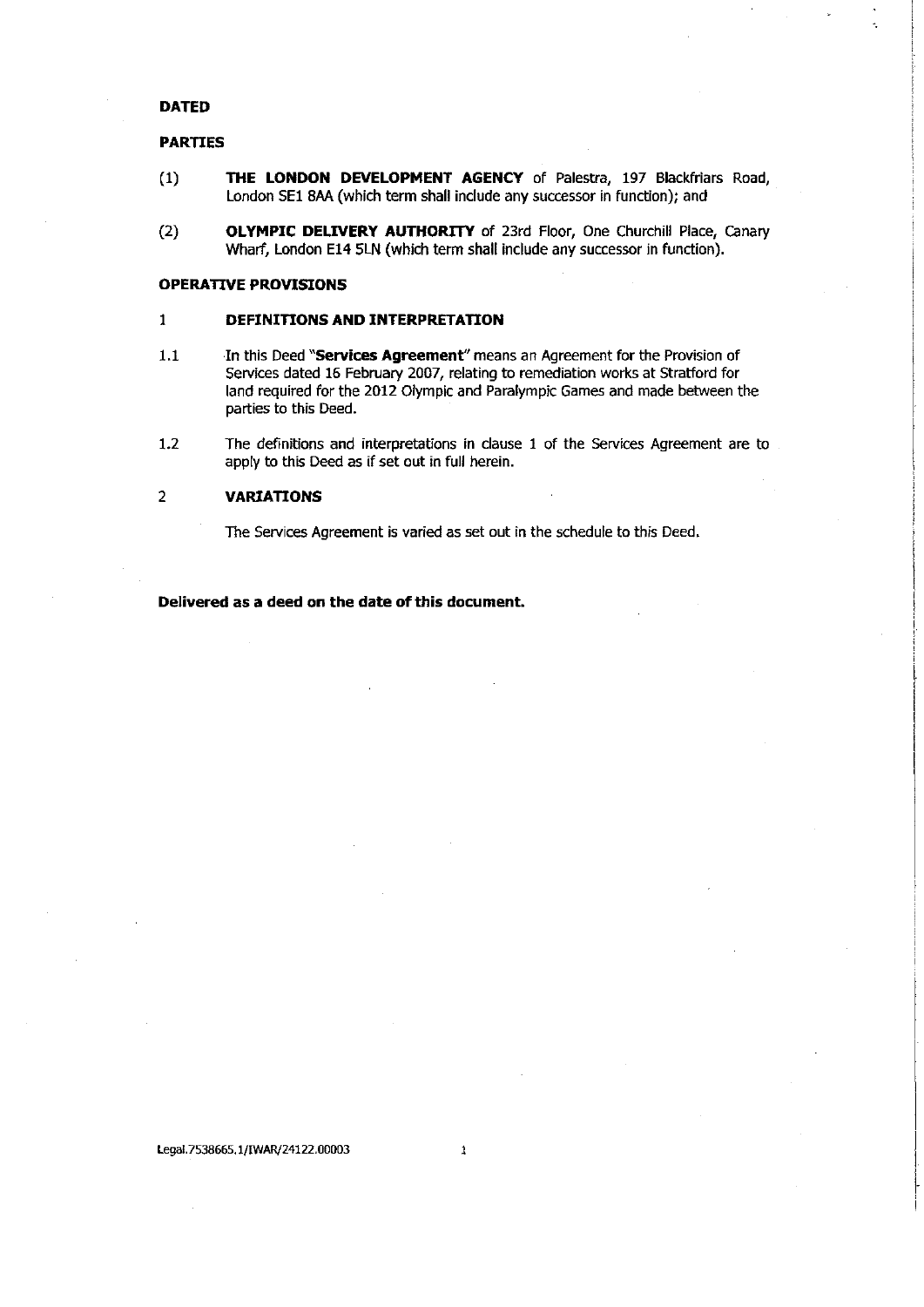**DATED**

**PARTIES**

(1) **THE LONDON DEVELOPMENT AGENCY** of Palestra, 197 Blackfriars Road, London SE1 8AA (which term shall include any successor in function); and

(2) **OLYMPIC DELIVERY AUTHORITY** of 23rd Floor, One Churchill Place, Canary Wharf, London E14 5LN (which term shall include any successor in function).

**OPERATIVE PROVISIONS**

**1 DEFINITIONS AND INTERPRETATION**

1.1 In this Deed "**Services Agreement**" means an Agreement for the Provision of Services dated 16 February 2007, relating to remediation works at Stratford for land required for the 2012 Olympic and Paralympic Games and made between the parties to this Deed.

1.2 The definitions and interpretations in clause 1 of the Services Agreement are to apply to this Deed as if set out in full herein.

**2 VARIATIONS**

The Services Agreement is varied as set out in the schedule to this Deed.

**Delivered as a deed on the date of this document.**

Legal.7538665.1/IWAR/24122.00003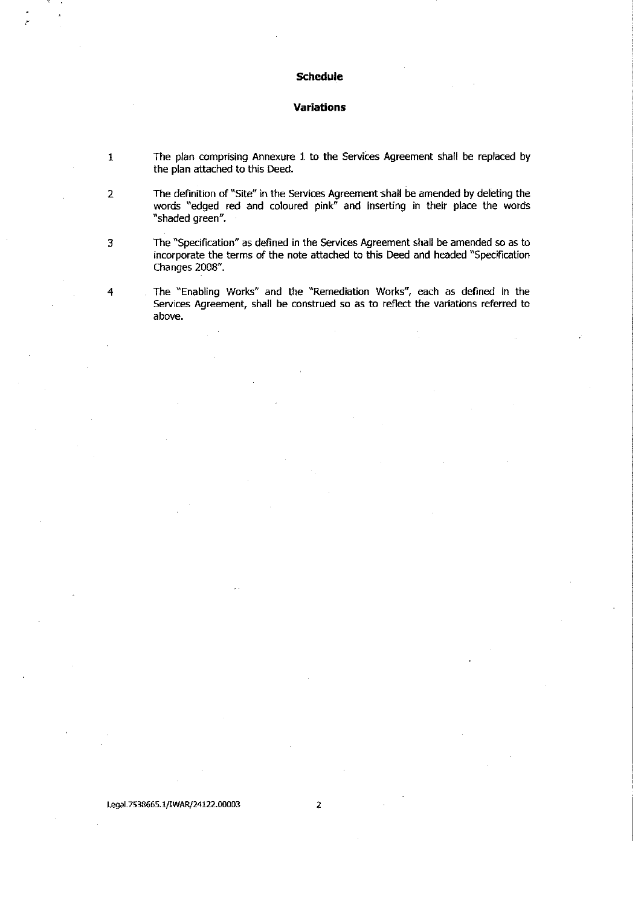**Schedule**

**Variations**

1. The plan comprising Annexure 1 to the Services Agreement shall be replaced by the plan attached to this Deed.

2. The definition of "Site" in the Services Agreement shall be amended by deleting the words "edged red and coloured pink" and inserting in their place the words "shaded green".

3. The "Specification" as defined in the Services Agreement shall be amended so as to incorporate the terms of the note attached to this Deed and headed "Specification Changes 2008".

4. The "Enabling Works" and the "Remediation Works", each as defined in the Services Agreement, shall be construed so as to reflect the variations referred to above.

Legal.7538665.1/IWAR/24122.00003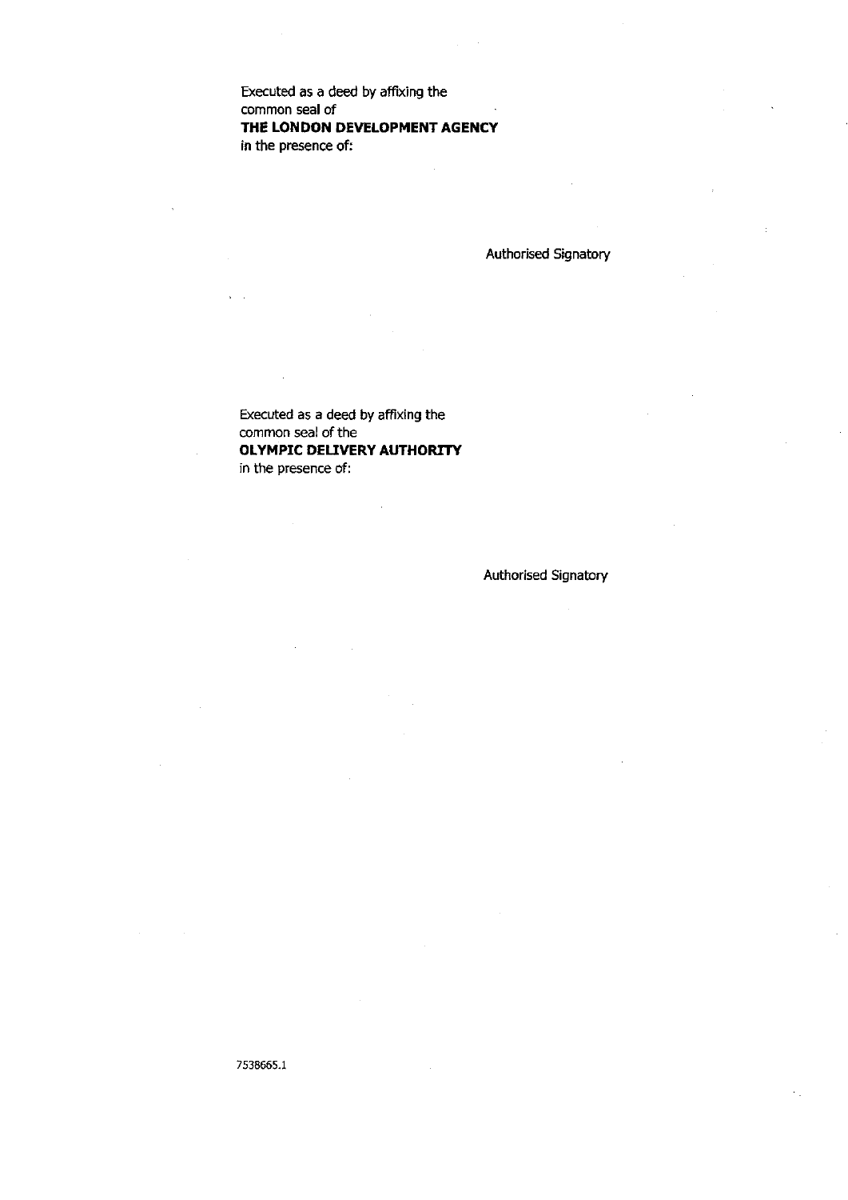Executed as a deed by affixing the
common seal of
**THE LONDON DEVELOPMENT AGENCY**
in the presence of:

Authorised Signatory

Executed as a deed by affixing the
common seal of the
**OLYMPIC DELIVERY AUTHORITY**
in the presence of:

Authorised Signatory

7538665.1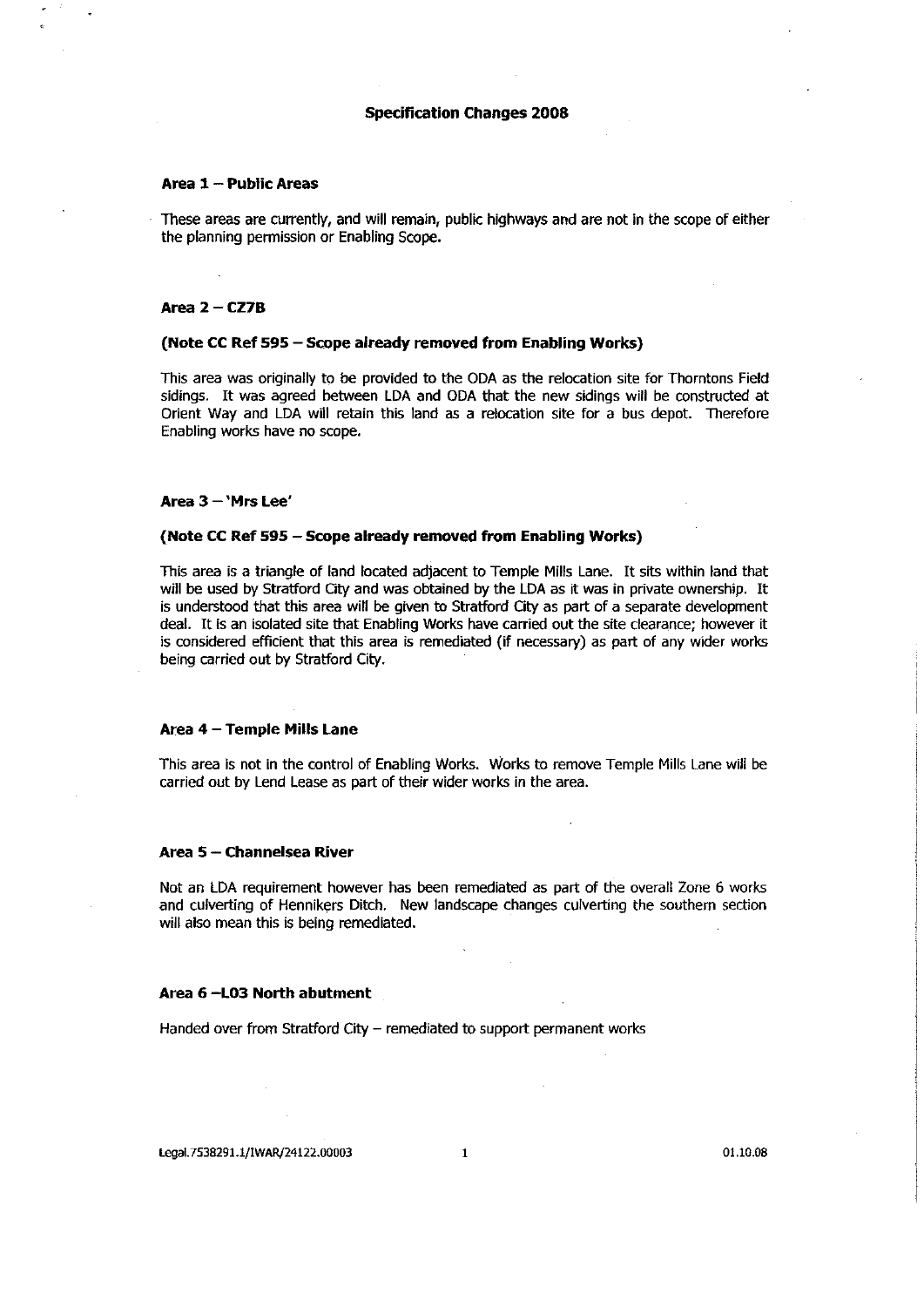# Specification Changes 2008

## Area 1 – Public Areas

These areas are currently, and will remain, public highways and are not in the scope of either the planning permission or Enabling Scope.

## Area 2 – CZ7B

**(Note CC Ref 595 – Scope already removed from Enabling Works)**

This area was originally to be provided to the ODA as the relocation site for Thorntons Field sidings. It was agreed between LDA and ODA that the new sidings will be constructed at Orient Way and LDA will retain this land as a relocation site for a bus depot. Therefore Enabling works have no scope.

## Area 3 – 'Mrs Lee'

**(Note CC Ref 595 – Scope already removed from Enabling Works)**

This area is a triangle of land located adjacent to Temple Mills Lane. It sits within land that will be used by Stratford City and was obtained by the LDA as it was in private ownership. It is understood that this area will be given to Stratford City as part of a separate development deal. It is an isolated site that Enabling Works have carried out the site clearance; however it is considered efficient that this area is remediated (if necessary) as part of any wider works being carried out by Stratford City.

## Area 4 – Temple Mills Lane

This area is not in the control of Enabling Works. Works to remove Temple Mills Lane will be carried out by Lend Lease as part of their wider works in the area.

## Area 5 – Channelsea River

Not an LDA requirement however has been remediated as part of the overall Zone 6 works and culverting of Hennikers Ditch. New landscape changes culverting the southern section will also mean this is being remediated.

## Area 6 –L03 North abutment

Handed over from Stratford City – remediated to support permanent works

Legal.7538291.1/IWAR/24122.00003 01.10.08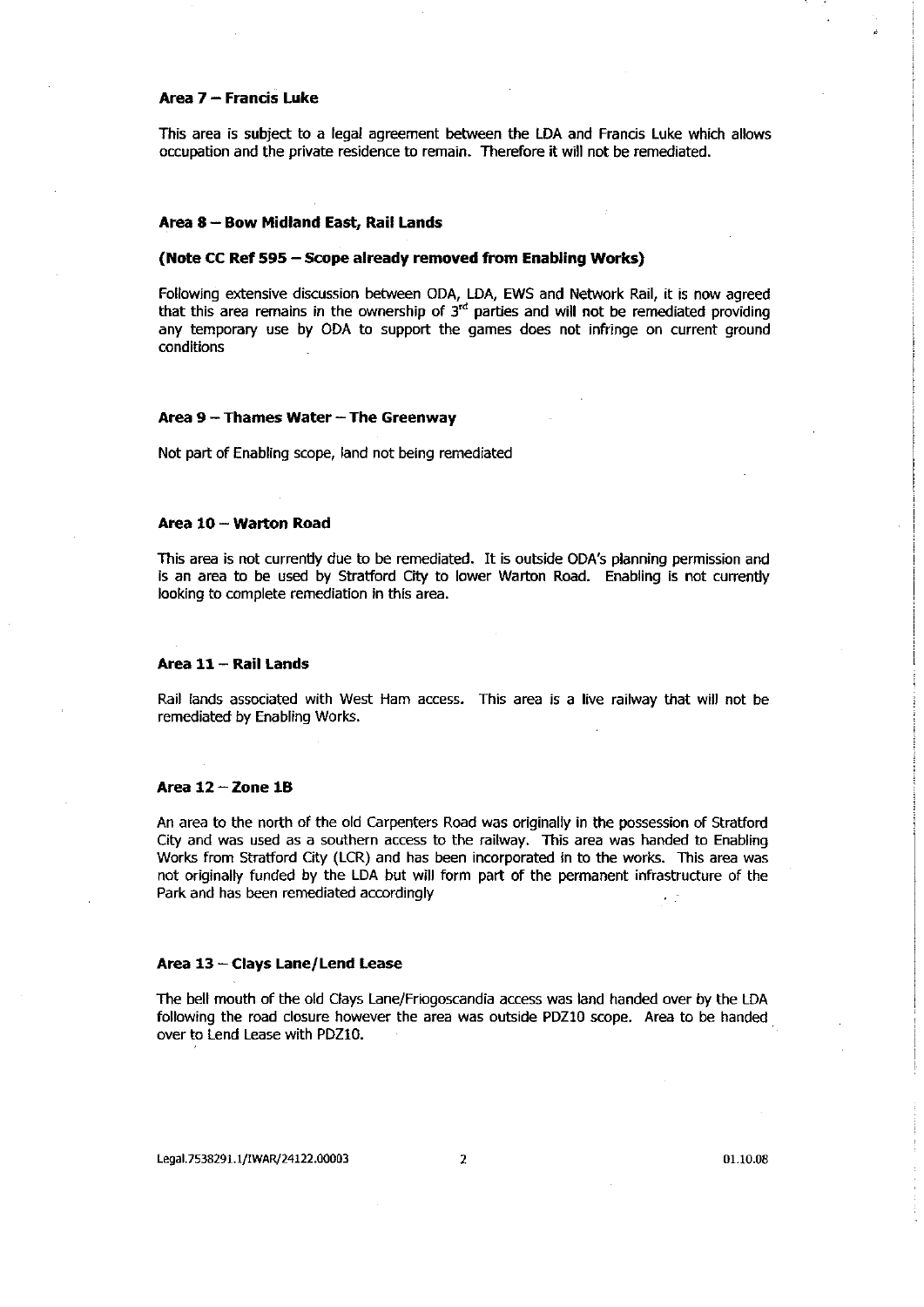**Area 7 – Francis Luke**

This area is subject to a legal agreement between the LDA and Francis Luke which allows occupation and the private residence to remain. Therefore it will not be remediated.

**Area 8 – Bow Midland East, Rail Lands**

**(Note CC Ref 595 – Scope already removed from Enabling Works)**

Following extensive discussion between ODA, LDA, EWS and Network Rail, it is now agreed that this area remains in the ownership of 3rd parties and will not be remediated providing any temporary use by ODA to support the games does not infringe on current ground conditions

**Area 9 – Thames Water – The Greenway**

Not part of Enabling scope, land not being remediated

**Area 10 – Warton Road**

This area is not currently due to be remediated. It is outside ODA's planning permission and is an area to be used by Stratford City to lower Warton Road. Enabling is not currently looking to complete remediation in this area.

**Area 11 – Rail Lands**

Rail lands associated with West Ham access. This area is a live railway that will not be remediated by Enabling Works.

**Area 12 – Zone 1B**

An area to the north of the old Carpenters Road was originally in the possession of Stratford City and was used as a southern access to the railway. This area was handed to Enabling Works from Stratford City (LCR) and has been incorporated in to the works. This area was not originally funded by the LDA but will form part of the permanent infrastructure of the Park and has been remediated accordingly

**Area 13 – Clays Lane/Lend Lease**

The bell mouth of the old Clays Lane/Friogoscandia access was land handed over by the LDA following the road closure however the area was outside PDZ10 scope. Area to be handed over to Lend Lease with PDZ10.

Legal.7538291.1/IWAR/24122.00003 01.10.08